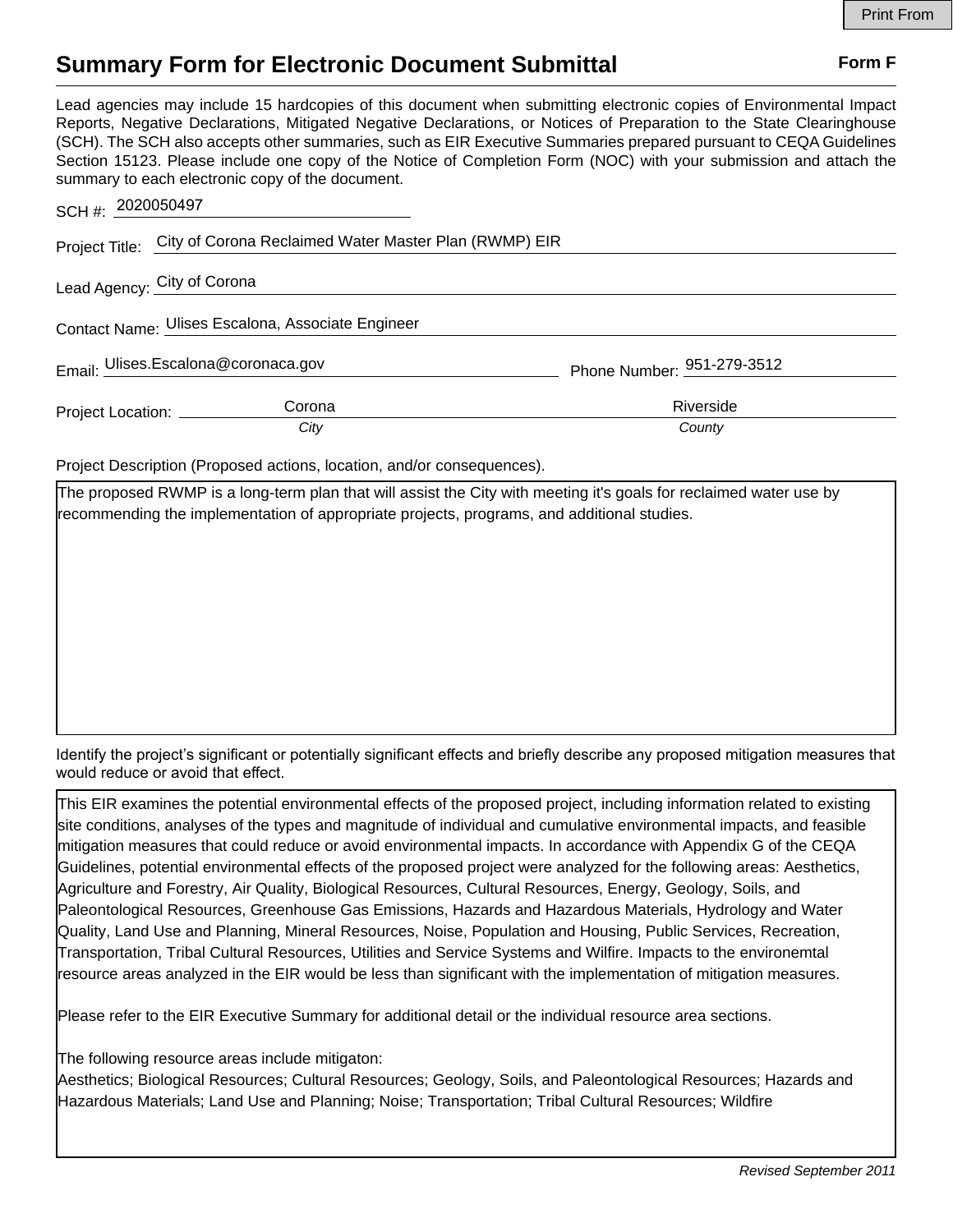# Summary Form for Electronic Document Submittal

**Form F**

Lead agencies may include 15 hardcopies of this document when submitting electronic copies of Environmental Impact Reports, Negative Declarations, Mitigated Negative Declarations, or Notices of Preparation to the State Clearinghouse (SCH). The SCH also accepts other summaries, such as EIR Executive Summaries prepared pursuant to CEQA Guidelines Section 15123. Please include one copy of the Notice of Completion Form (NOC) with your submission and attach the summary to each electronic copy of the document.

SCH #: 2020050497

Project Title: City of Corona Reclaimed Water Master Plan (RWMP) EIR

Lead Agency: City of Corona

Contact Name: Ulises Escalona, Associate Engineer

Email: Ulises.Escalona@coronaca.gov Phone Number: 951-279-3512

Project Location: Corona (*City*) Riverside (*County*)

Project Description (Proposed actions, location, and/or consequences).

The proposed RWMP is a long-term plan that will assist the City with meeting it's goals for reclaimed water use by recommending the implementation of appropriate projects, programs, and additional studies.

Identify the project's significant or potentially significant effects and briefly describe any proposed mitigation measures that would reduce or avoid that effect.

This EIR examines the potential environmental effects of the proposed project, including information related to existing site conditions, analyses of the types and magnitude of individual and cumulative environmental impacts, and feasible mitigation measures that could reduce or avoid environmental impacts. In accordance with Appendix G of the CEQA Guidelines, potential environmental effects of the proposed project were analyzed for the following areas: Aesthetics, Agriculture and Forestry, Air Quality, Biological Resources, Cultural Resources, Energy, Geology, Soils, and Paleontological Resources, Greenhouse Gas Emissions, Hazards and Hazardous Materials, Hydrology and Water Quality, Land Use and Planning, Mineral Resources, Noise, Population and Housing, Public Services, Recreation, Transportation, Tribal Cultural Resources, Utilities and Service Systems and Wilfire. Impacts to the environemtal resource areas analyzed in the EIR would be less than significant with the implementation of mitigation measures.

Please refer to the EIR Executive Summary for additional detail or the individual resource area sections.

The following resource areas include mitigaton:
Aesthetics; Biological Resources; Cultural Resources; Geology, Soils, and Paleontological Resources; Hazards and Hazardous Materials; Land Use and Planning; Noise; Transportation; Tribal Cultural Resources; Wildfire

*Revised September 2011*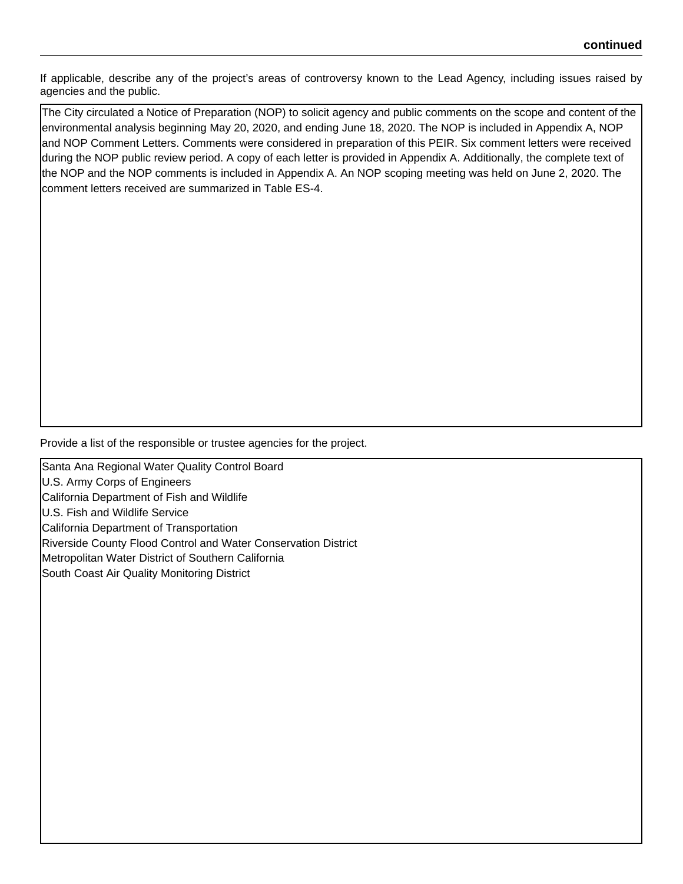**continued**

If applicable, describe any of the project's areas of controversy known to the Lead Agency, including issues raised by agencies and the public.

The City circulated a Notice of Preparation (NOP) to solicit agency and public comments on the scope and content of the environmental analysis beginning May 20, 2020, and ending June 18, 2020. The NOP is included in Appendix A, NOP and NOP Comment Letters. Comments were considered in preparation of this PEIR. Six comment letters were received during the NOP public review period. A copy of each letter is provided in Appendix A. Additionally, the complete text of the NOP and the NOP comments is included in Appendix A. An NOP scoping meeting was held on June 2, 2020. The comment letters received are summarized in Table ES-4.

Provide a list of the responsible or trustee agencies for the project.

Santa Ana Regional Water Quality Control Board
U.S. Army Corps of Engineers
California Department of Fish and Wildlife
U.S. Fish and Wildlife Service
California Department of Transportation
Riverside County Flood Control and Water Conservation District
Metropolitan Water District of Southern California
South Coast Air Quality Monitoring District